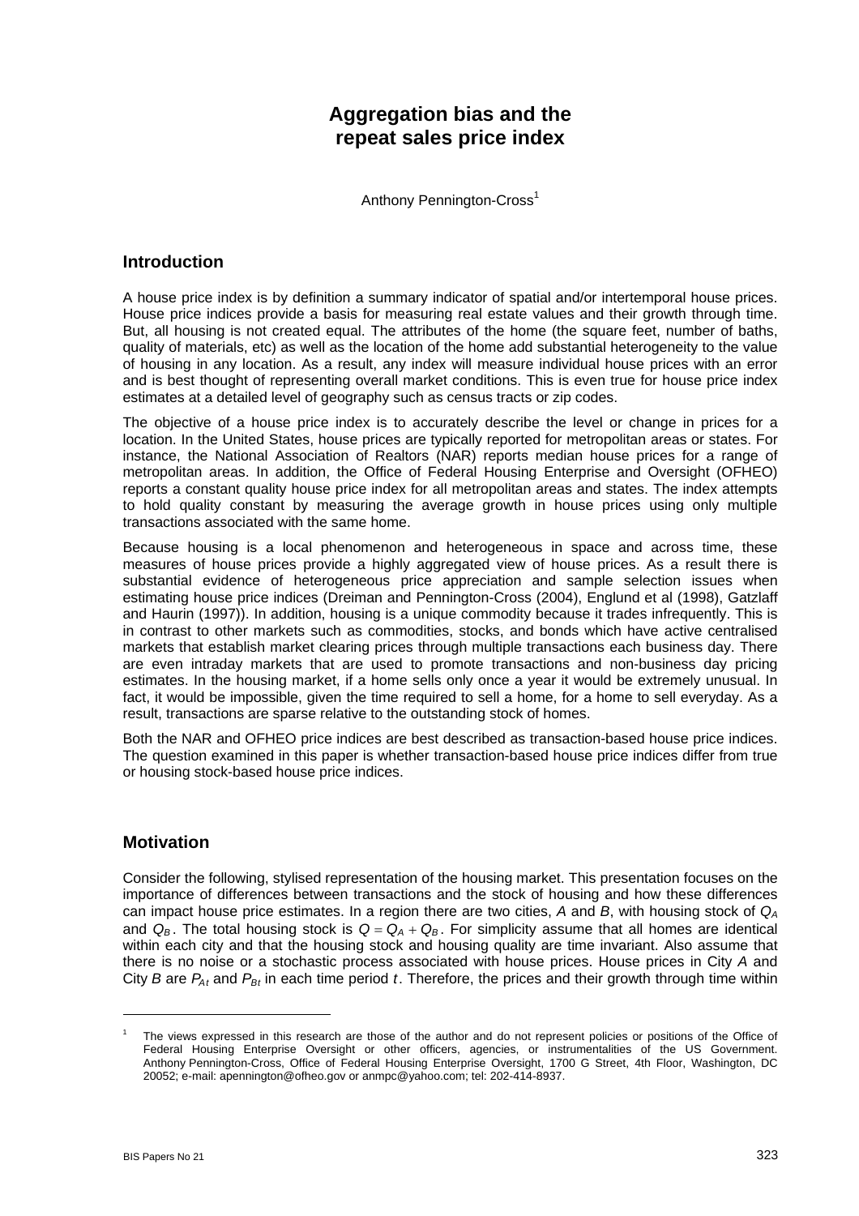// Aggregation bias and the repeat sales price index

Anthony Pennington-Cross[1]

## Introduction

A house price index is by definition a summary indicator of spatial and/or intertemporal house prices. House price indices provide a basis for measuring real estate values and their growth through time. But, all housing is not created equal. The attributes of the home (the square feet, number of baths, quality of materials, etc) as well as the location of the home add substantial heterogeneity to the value of housing in any location. As a result, any index will measure individual house prices with an error and is best thought of representing overall market conditions. This is even true for house price index estimates at a detailed level of geography such as census tracts or zip codes.

The objective of a house price index is to accurately describe the level or change in prices for a location. In the United States, house prices are typically reported for metropolitan areas or states. For instance, the National Association of Realtors (NAR) reports median house prices for a range of metropolitan areas. In addition, the Office of Federal Housing Enterprise and Oversight (OFHEO) reports a constant quality house price index for all metropolitan areas and states. The index attempts to hold quality constant by measuring the average growth in house prices using only multiple transactions associated with the same home.

Because housing is a local phenomenon and heterogeneous in space and across time, these measures of house prices provide a highly aggregated view of house prices. As a result there is substantial evidence of heterogeneous price appreciation and sample selection issues when estimating house price indices (Dreiman and Pennington-Cross (2004), Englund et al (1998), Gatzlaff and Haurin (1997)). In addition, housing is a unique commodity because it trades infrequently. This is in contrast to other markets such as commodities, stocks, and bonds which have active centralised markets that establish market clearing prices through multiple transactions each business day. There are even intraday markets that are used to promote transactions and non-business day pricing estimates. In the housing market, if a home sells only once a year it would be extremely unusual. In fact, it would be impossible, given the time required to sell a home, for a home to sell everyday. As a result, transactions are sparse relative to the outstanding stock of homes.

Both the NAR and OFHEO price indices are best described as transaction-based house price indices. The question examined in this paper is whether transaction-based house price indices differ from true or housing stock-based house price indices.

## Motivation

Consider the following, stylised representation of the housing market. This presentation focuses on the importance of differences between transactions and the stock of housing and how these differences can impact house price estimates. In a region there are two cities, *A* and *B*, with housing stock of $Q_A$ and $Q_B$. The total housing stock is $Q = Q_A + Q_B$. For simplicity assume that all homes are identical within each city and that the housing stock and housing quality are time invariant. Also assume that there is no noise or a stochastic process associated with house prices. House prices in City *A* and City *B* are $P_{At}$ and $P_{Bt}$ in each time period $t$. Therefore, the prices and their growth through time within

[1] The views expressed in this research are those of the author and do not represent policies or positions of the Office of Federal Housing Enterprise Oversight or other officers, agencies, or instrumentalities of the US Government. Anthony Pennington-Cross, Office of Federal Housing Enterprise Oversight, 1700 G Street, 4th Floor, Washington, DC 20052; e-mail: apennington@ofheo.gov or anmpc@yahoo.com; tel: 202-414-8937.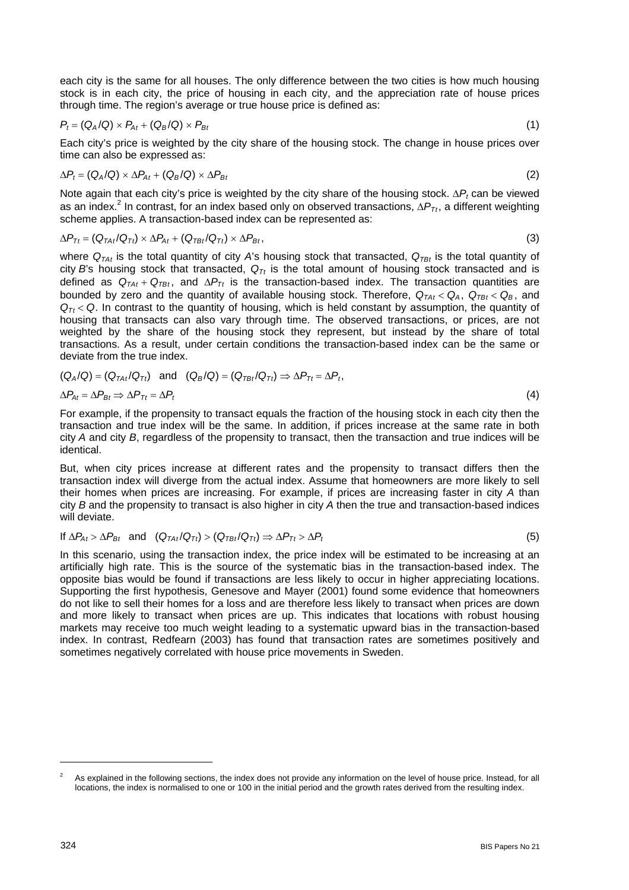each city is the same for all houses. The only difference between the two cities is how much housing stock is in each city, the price of housing in each city, and the appreciation rate of house prices through time. The region's average or true house price is defined as:

$$P_t = (Q_A/Q) \times P_{At} + (Q_B/Q) \times P_{Bt} \tag{1}$$

Each city's price is weighted by the city share of the housing stock. The change in house prices over time can also be expressed as:

$$\Delta P_t = (Q_A/Q) \times \Delta P_{At} + (Q_B/Q) \times \Delta P_{Bt} \tag{2}$$

Note again that each city's price is weighted by the city share of the housing stock. $\Delta P_t$ can be viewed as an index.[2] In contrast, for an index based only on observed transactions, $\Delta P_{Tt}$, a different weighting scheme applies. A transaction-based index can be represented as:

$$\Delta P_{Tt} = (Q_{TAt}/Q_{Tt}) \times \Delta P_{At} + (Q_{TBt}/Q_{Tt}) \times \Delta P_{Bt}, \tag{3}$$

where $Q_{TAt}$ is the total quantity of city *A*'s housing stock that transacted, $Q_{TBt}$ is the total quantity of city *B*'s housing stock that transacted, $Q_{Tt}$ is the total amount of housing stock transacted and is defined as $Q_{TAt} + Q_{TBt}$, and $\Delta P_{Tt}$ is the transaction-based index. The transaction quantities are bounded by zero and the quantity of available housing stock. Therefore, $Q_{TAt} < Q_A$, $Q_{TBt} < Q_B$, and $Q_{Tt} < Q$. In contrast to the quantity of housing, which is held constant by assumption, the quantity of housing that transacts can also vary through time. The observed transactions, or prices, are not weighted by the share of the housing stock they represent, but instead by the share of total transactions. As a result, under certain conditions the transaction-based index can be the same or deviate from the true index.

$$(Q_A/Q) = (Q_{TAt}/Q_{Tt}) \quad \text{and} \quad (Q_B/Q) = (Q_{TBt}/Q_{Tt}) \Rightarrow \Delta P_{Tt} = \Delta P_t,$$

$$\Delta P_{At} = \Delta P_{Bt} \Rightarrow \Delta P_{Tt} = \Delta P_t \tag{4}$$

For example, if the propensity to transact equals the fraction of the housing stock in each city then the transaction and true index will be the same. In addition, if prices increase at the same rate in both city *A* and city *B*, regardless of the propensity to transact, then the transaction and true indices will be identical.

But, when city prices increase at different rates and the propensity to transact differs then the transaction index will diverge from the actual index. Assume that homeowners are more likely to sell their homes when prices are increasing. For example, if prices are increasing faster in city *A* than city *B* and the propensity to transact is also higher in city *A* then the true and transaction-based indices will deviate.

$$\text{If } \Delta P_{At} > \Delta P_{Bt} \quad \text{and} \quad (Q_{TAt}/Q_{Tt}) > (Q_{TBt}/Q_{Tt}) \Rightarrow \Delta P_{Tt} > \Delta P_t \tag{5}$$

In this scenario, using the transaction index, the price index will be estimated to be increasing at an artificially high rate. This is the source of the systematic bias in the transaction-based index. The opposite bias would be found if transactions are less likely to occur in higher appreciating locations. Supporting the first hypothesis, Genesove and Mayer (2001) found some evidence that homeowners do not like to sell their homes for a loss and are therefore less likely to transact when prices are down and more likely to transact when prices are up. This indicates that locations with robust housing markets may receive too much weight leading to a systematic upward bias in the transaction-based index. In contrast, Redfearn (2003) has found that transaction rates are sometimes positively and sometimes negatively correlated with house price movements in Sweden.

[2] As explained in the following sections, the index does not provide any information on the level of house price. Instead, for all locations, the index is normalised to one or 100 in the initial period and the growth rates derived from the resulting index.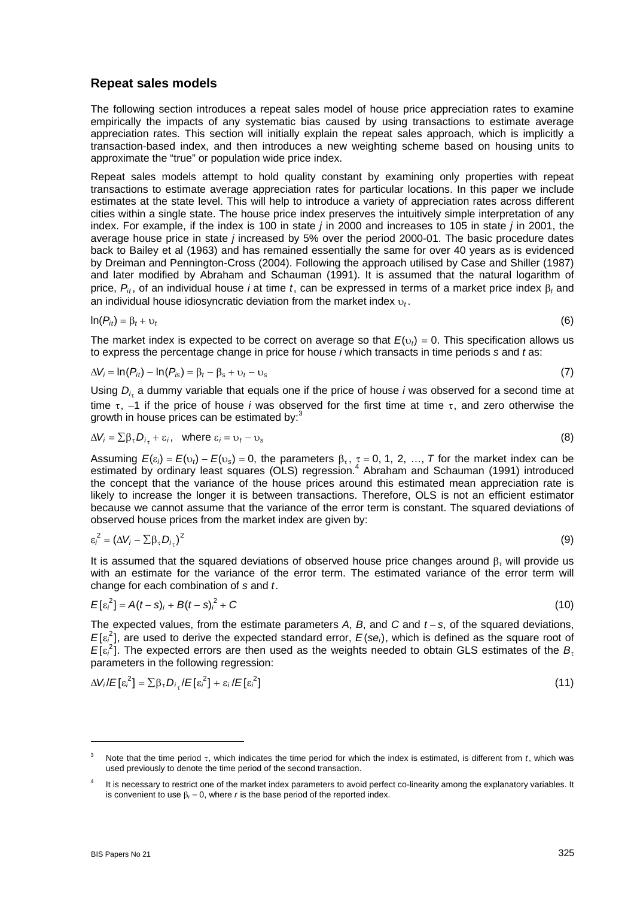## Repeat sales models

The following section introduces a repeat sales model of house price appreciation rates to examine empirically the impacts of any systematic bias caused by using transactions to estimate average appreciation rates. This section will initially explain the repeat sales approach, which is implicitly a transaction-based index, and then introduces a new weighting scheme based on housing units to approximate the "true" or population wide price index.

Repeat sales models attempt to hold quality constant by examining only properties with repeat transactions to estimate average appreciation rates for particular locations. In this paper we include estimates at the state level. This will help to introduce a variety of appreciation rates across different cities within a single state. The house price index preserves the intuitively simple interpretation of any index. For example, if the index is 100 in state *j* in 2000 and increases to 105 in state *j* in 2001, the average house price in state *j* increased by 5% over the period 2000-01. The basic procedure dates back to Bailey et al (1963) and has remained essentially the same for over 40 years as is evidenced by Dreiman and Pennington-Cross (2004). Following the approach utilised by Case and Shiller (1987) and later modified by Abraham and Schauman (1991). It is assumed that the natural logarithm of price, $P_{it}$, of an individual house $i$ at time $t$, can be expressed in terms of a market price index $\beta_t$ and an individual house idiosyncratic deviation from the market index $\upsilon_t$.

$$\ln(P_{it}) = \beta_t + \upsilon_t \tag{6}$$

The market index is expected to be correct on average so that $E(\upsilon_t) = 0$. This specification allows us to express the percentage change in price for house $i$ which transacts in time periods $s$ and $t$ as:

$$\Delta V_i = \ln(P_{it}) - \ln(P_{is}) = \beta_t - \beta_s + \upsilon_t - \upsilon_s \tag{7}$$

Using $D_{i_\tau}$ a dummy variable that equals one if the price of house $i$ was observed for a second time at time $\tau$, $-1$ if the price of house $i$ was observed for the first time at time $\tau$, and zero otherwise the growth in house prices can be estimated by:[3]

$$\Delta V_i = \sum \beta_\tau D_{i_\tau} + \varepsilon_i, \quad \text{where } \varepsilon_i = \upsilon_t - \upsilon_s \tag{8}$$

Assuming $E(\varepsilon_i) = E(\upsilon_t) - E(\upsilon_s) = 0$, the parameters $\beta_\tau$, $\tau = 0, 1, 2, \ldots, T$ for the market index can be estimated by ordinary least squares (OLS) regression.[4] Abraham and Schauman (1991) introduced the concept that the variance of the house prices around this estimated mean appreciation rate is likely to increase the longer it is between transactions. Therefore, OLS is not an efficient estimator because we cannot assume that the variance of the error term is constant. The squared deviations of observed house prices from the market index are given by:

$$\varepsilon_i^2 = (\Delta V_i - \sum \beta_\tau D_{i_\tau})^2 \tag{9}$$

It is assumed that the squared deviations of observed house price changes around $\beta_\tau$ will provide us with an estimate for the variance of the error term. The estimated variance of the error term will change for each combination of $s$ and $t$.

$$E[\varepsilon_i^2] = A(t-s)_i + B(t-s)_i^2 + C \tag{10}$$

The expected values, from the estimate parameters $A$, $B$, and $C$ and $t - s$, of the squared deviations, $E[\varepsilon_i^2]$, are used to derive the expected standard error, $E(se_i)$, which is defined as the square root of $E[\varepsilon_i^2]$. The expected errors are then used as the weights needed to obtain GLS estimates of the $B_\tau$ parameters in the following regression:

$$\Delta V_i / E[\varepsilon_i^2] = \sum \beta_\tau D_{i_\tau} / E[\varepsilon_i^2] + \varepsilon_i / E[\varepsilon_i^2] \tag{11}$$

---

[3] Note that the time period $\tau$, which indicates the time period for which the index is estimated, is different from $t$, which was used previously to denote the time period of the second transaction.

[4] It is necessary to restrict one of the market index parameters to avoid perfect co-linearity among the explanatory variables. It is convenient to use $\beta_r = 0$, where $r$ is the base period of the reported index.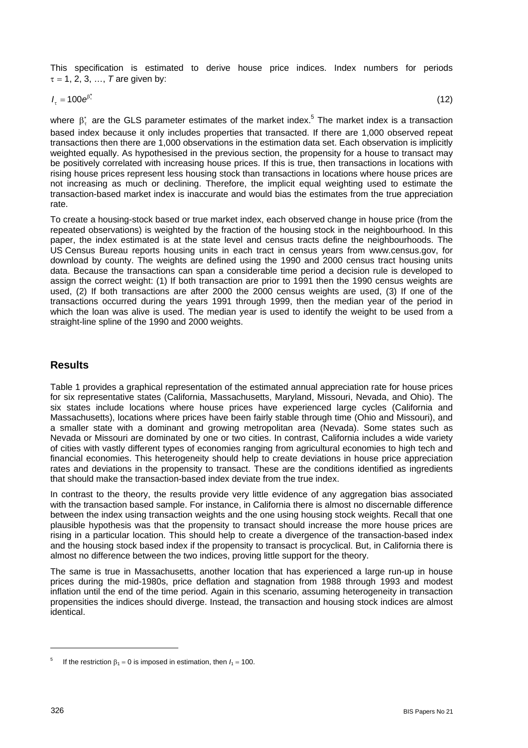This specification is estimated to derive house price indices. Index numbers for periods $\tau = 1, 2, 3, \ldots, T$ are given by:

$$I_\tau = 100e^{\beta_\tau^*} \tag{12}$$

where $\beta_\tau^*$ are the GLS parameter estimates of the market index.[5] The market index is a transaction based index because it only includes properties that transacted. If there are 1,000 observed repeat transactions then there are 1,000 observations in the estimation data set. Each observation is implicitly weighted equally. As hypothesised in the previous section, the propensity for a house to transact may be positively correlated with increasing house prices. If this is true, then transactions in locations with rising house prices represent less housing stock than transactions in locations where house prices are not increasing as much or declining. Therefore, the implicit equal weighting used to estimate the transaction-based market index is inaccurate and would bias the estimates from the true appreciation rate.

To create a housing-stock based or true market index, each observed change in house price (from the repeated observations) is weighted by the fraction of the housing stock in the neighbourhood. In this paper, the index estimated is at the state level and census tracts define the neighbourhoods. The US Census Bureau reports housing units in each tract in census years from www.census.gov, for download by county. The weights are defined using the 1990 and 2000 census tract housing units data. Because the transactions can span a considerable time period a decision rule is developed to assign the correct weight: (1) If both transaction are prior to 1991 then the 1990 census weights are used, (2) If both transactions are after 2000 the 2000 census weights are used, (3) If one of the transactions occurred during the years 1991 through 1999, then the median year of the period in which the loan was alive is used. The median year is used to identify the weight to be used from a straight-line spline of the 1990 and 2000 weights.

## Results

Table 1 provides a graphical representation of the estimated annual appreciation rate for house prices for six representative states (California, Massachusetts, Maryland, Missouri, Nevada, and Ohio). The six states include locations where house prices have experienced large cycles (California and Massachusetts), locations where prices have been fairly stable through time (Ohio and Missouri), and a smaller state with a dominant and growing metropolitan area (Nevada). Some states such as Nevada or Missouri are dominated by one or two cities. In contrast, California includes a wide variety of cities with vastly different types of economies ranging from agricultural economies to high tech and financial economies. This heterogeneity should help to create deviations in house price appreciation rates and deviations in the propensity to transact. These are the conditions identified as ingredients that should make the transaction-based index deviate from the true index.

In contrast to the theory, the results provide very little evidence of any aggregation bias associated with the transaction based sample. For instance, in California there is almost no discernable difference between the index using transaction weights and the one using housing stock weights. Recall that one plausible hypothesis was that the propensity to transact should increase the more house prices are rising in a particular location. This should help to create a divergence of the transaction-based index and the housing stock based index if the propensity to transact is procyclical. But, in California there is almost no difference between the two indices, proving little support for the theory.

The same is true in Massachusetts, another location that has experienced a large run-up in house prices during the mid-1980s, price deflation and stagnation from 1988 through 1993 and modest inflation until the end of the time period. Again in this scenario, assuming heterogeneity in transaction propensities the indices should diverge. Instead, the transaction and housing stock indices are almost identical.

---

[5] If the restriction $\beta_1 = 0$ is imposed in estimation, then $I_1 = 100$.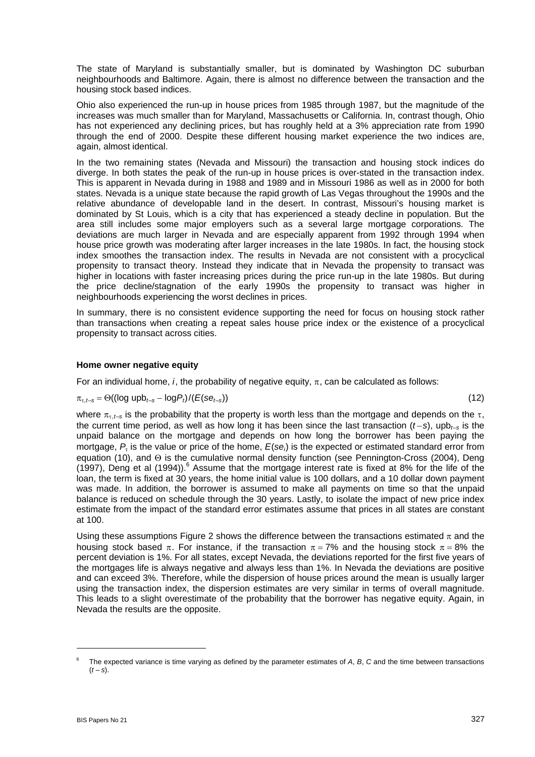The state of Maryland is substantially smaller, but is dominated by Washington DC suburban neighbourhoods and Baltimore. Again, there is almost no difference between the transaction and the housing stock based indices.

Ohio also experienced the run-up in house prices from 1985 through 1987, but the magnitude of the increases was much smaller than for Maryland, Massachusetts or California. In, contrast though, Ohio has not experienced any declining prices, but has roughly held at a 3% appreciation rate from 1990 through the end of 2000. Despite these different housing market experience the two indices are, again, almost identical.

In the two remaining states (Nevada and Missouri) the transaction and housing stock indices do diverge. In both states the peak of the run-up in house prices is over-stated in the transaction index. This is apparent in Nevada during in 1988 and 1989 and in Missouri 1986 as well as in 2000 for both states. Nevada is a unique state because the rapid growth of Las Vegas throughout the 1990s and the relative abundance of developable land in the desert. In contrast, Missouri's housing market is dominated by St Louis, which is a city that has experienced a steady decline in population. But the area still includes some major employers such as a several large mortgage corporations. The deviations are much larger in Nevada and are especially apparent from 1992 through 1994 when house price growth was moderating after larger increases in the late 1980s. In fact, the housing stock index smoothes the transaction index. The results in Nevada are not consistent with a procyclical propensity to transact theory. Instead they indicate that in Nevada the propensity to transact was higher in locations with faster increasing prices during the price run-up in the late 1980s. But during the price decline/stagnation of the early 1990s the propensity to transact was higher in neighbourhoods experiencing the worst declines in prices.

In summary, there is no consistent evidence supporting the need for focus on housing stock rather than transactions when creating a repeat sales house price index or the existence of a procyclical propensity to transact across cities.

**Home owner negative equity**

For an individual home, $i$, the probability of negative equity, $\pi$, can be calculated as follows:

$$\pi_{\tau,t-s} = \Theta((\log \text{upb}_{t-s} - \log P_t)/(E(se_{t-s})) \tag{12}$$

where $\pi_{\tau,t-s}$ is the probability that the property is worth less than the mortgage and depends on the $\tau$, the current time period, as well as how long it has been since the last transaction $(t-s)$, $\text{upb}_{t-s}$ is the unpaid balance on the mortgage and depends on how long the borrower has been paying the mortgage, $P_\tau$ is the value or price of the home, $E(se_i)$ is the expected or estimated standard error from equation (10), and $\Theta$ is the cumulative normal density function (see Pennington-Cross (2004), Deng (1997), Deng et al (1994)).[6] Assume that the mortgage interest rate is fixed at 8% for the life of the loan, the term is fixed at 30 years, the home initial value is 100 dollars, and a 10 dollar down payment was made. In addition, the borrower is assumed to make all payments on time so that the unpaid balance is reduced on schedule through the 30 years. Lastly, to isolate the impact of new price index estimate from the impact of the standard error estimates assume that prices in all states are constant at 100.

Using these assumptions Figure 2 shows the difference between the transactions estimated $\pi$ and the housing stock based $\pi$. For instance, if the transaction $\pi = 7\%$ and the housing stock $\pi = 8\%$ the percent deviation is 1%. For all states, except Nevada, the deviations reported for the first five years of the mortgages life is always negative and always less than 1%. In Nevada the deviations are positive and can exceed 3%. Therefore, while the dispersion of house prices around the mean is usually larger using the transaction index, the dispersion estimates are very similar in terms of overall magnitude. This leads to a slight overestimate of the probability that the borrower has negative equity. Again, in Nevada the results are the opposite.

[6] The expected variance is time varying as defined by the parameter estimates of $A$, $B$, $C$ and the time between transactions $(t-s)$.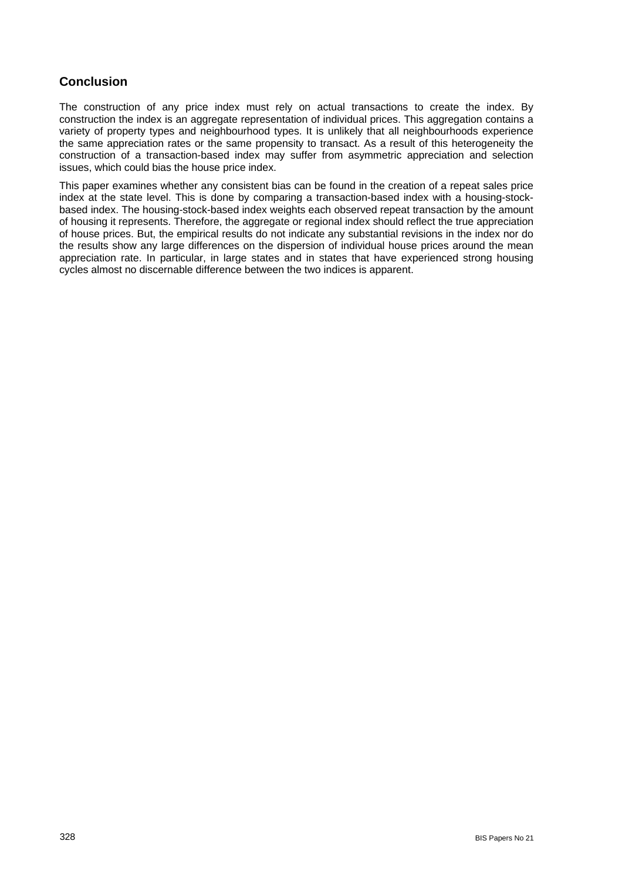## Conclusion

The construction of any price index must rely on actual transactions to create the index. By construction the index is an aggregate representation of individual prices. This aggregation contains a variety of property types and neighbourhood types. It is unlikely that all neighbourhoods experience the same appreciation rates or the same propensity to transact. As a result of this heterogeneity the construction of a transaction-based index may suffer from asymmetric appreciation and selection issues, which could bias the house price index.

This paper examines whether any consistent bias can be found in the creation of a repeat sales price index at the state level. This is done by comparing a transaction-based index with a housing-stock-based index. The housing-stock-based index weights each observed repeat transaction by the amount of housing it represents. Therefore, the aggregate or regional index should reflect the true appreciation of house prices. But, the empirical results do not indicate any substantial revisions in the index nor do the results show any large differences on the dispersion of individual house prices around the mean appreciation rate. In particular, in large states and in states that have experienced strong housing cycles almost no discernable difference between the two indices is apparent.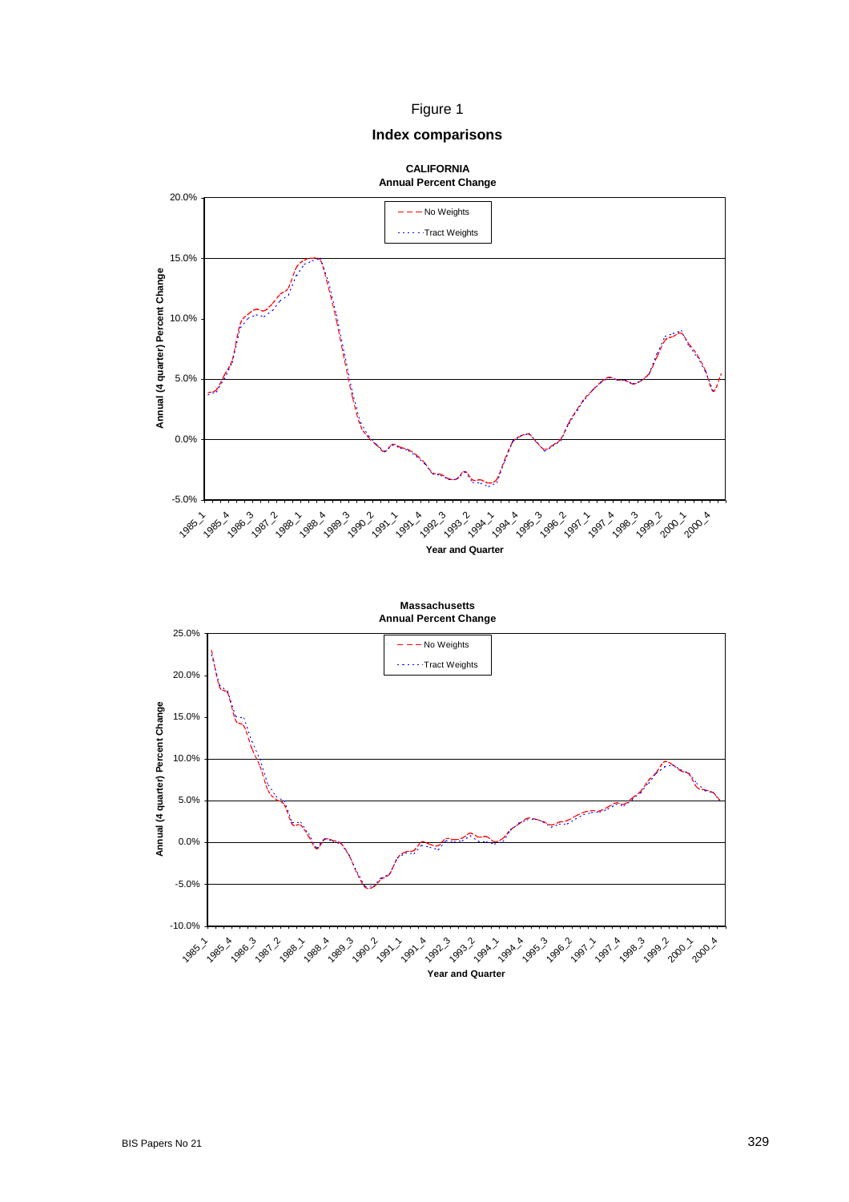# Figure 1

## Index comparisons

**CALIFORNIA**
**Annual Percent Change**

Legend: No Weights; Tract Weights

Y-axis: Annual (4 quarter) Percent Change (-5.0% to 20.0%)

X-axis: Year and Quarter (1985_1 to 2000_4)

**Massachusetts**
**Annual Percent Change**

Legend: No Weights; Tract Weights

Y-axis: Annual (4 quarter) Percent Change (-10.0% to 25.0%)

X-axis: Year and Quarter (1985_1 to 2000_4)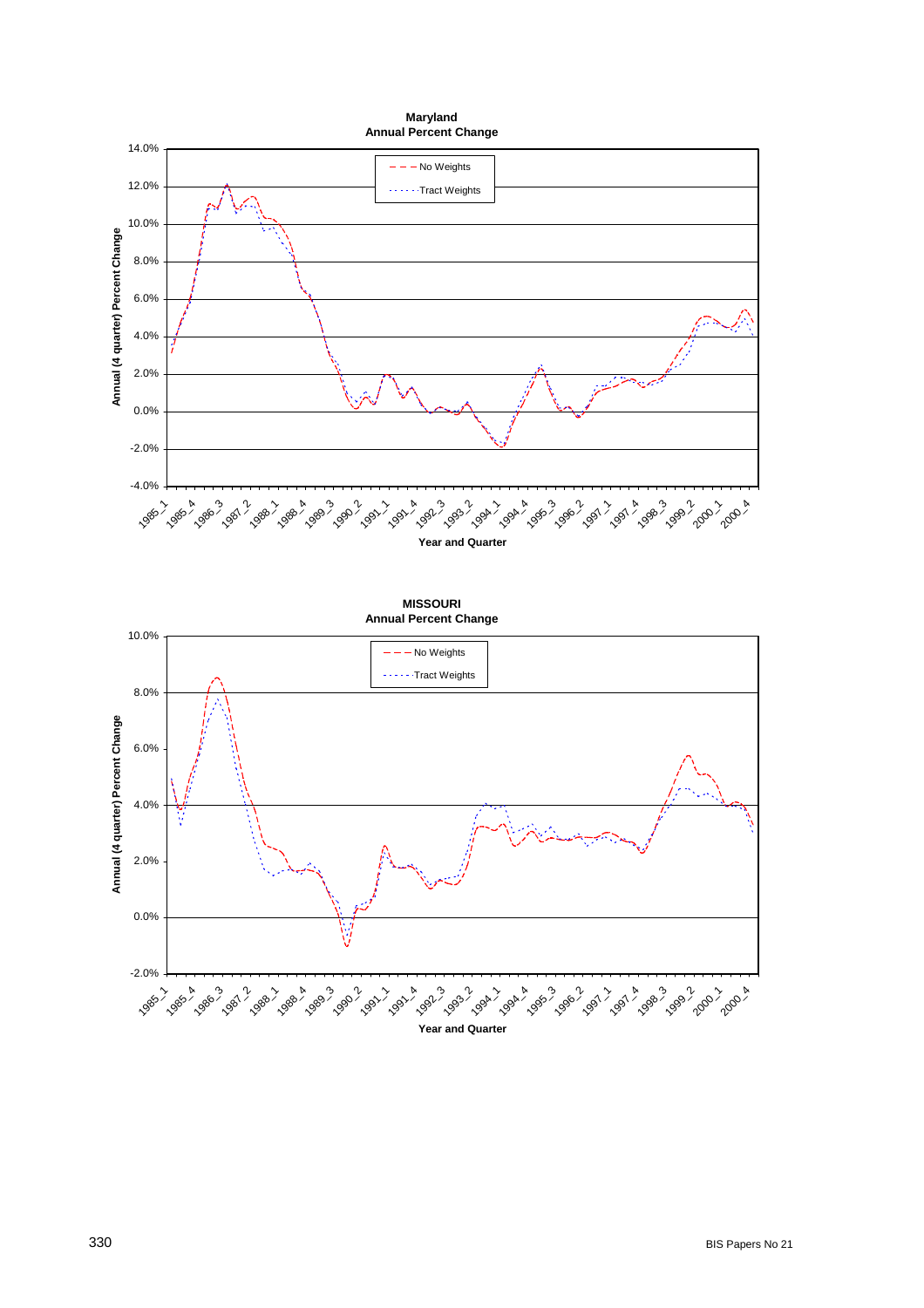**Maryland**
**Annual Percent Change**

Annual (4 quarter) Percent Change

Year and Quarter

— — — No Weights
······ Tract Weights

**MISSOURI**
**Annual Percent Change**

Annual (4 quarter) Percent Change

Year and Quarter

— — — No Weights
······ Tract Weights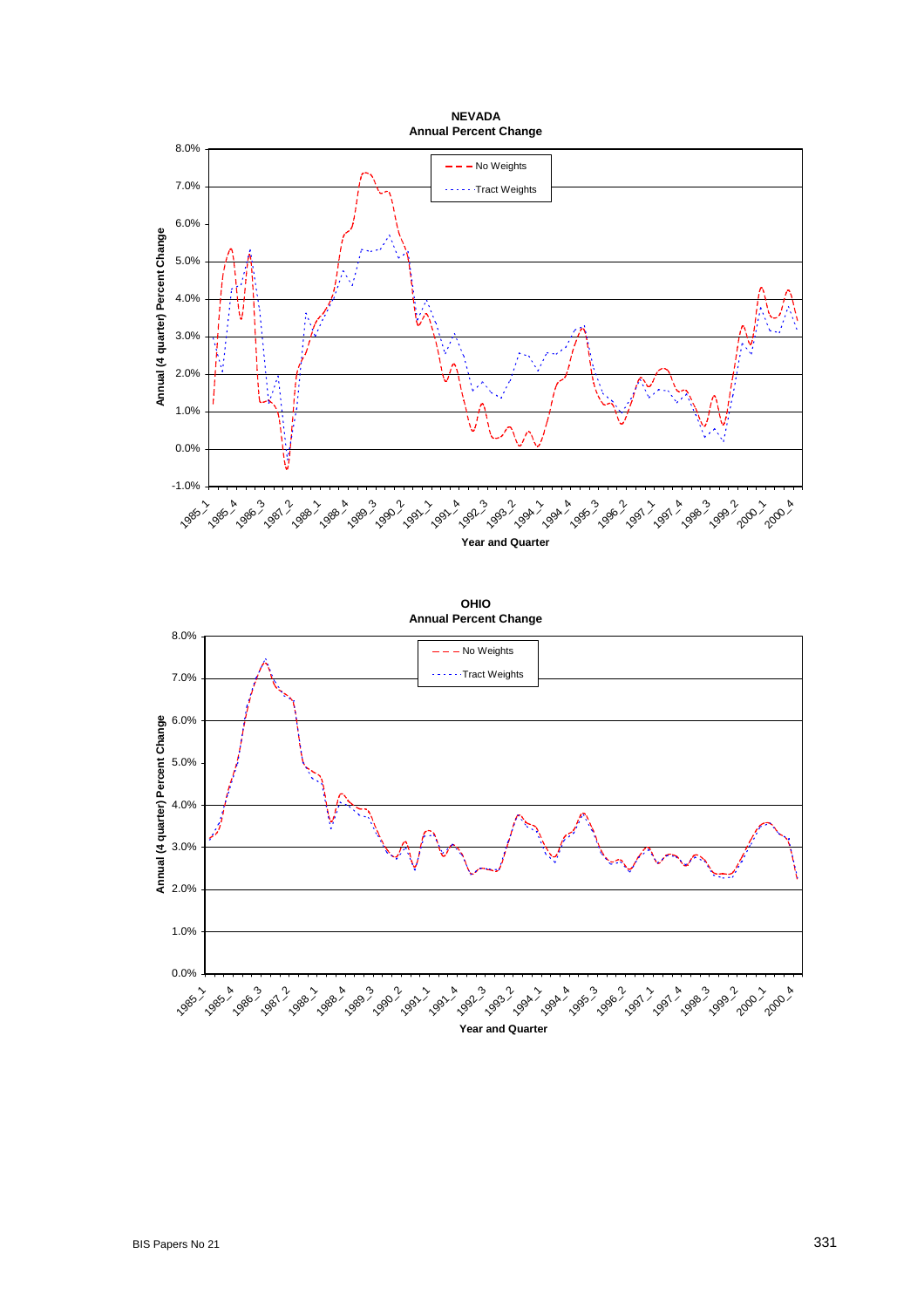**NEVADA**
**Annual Percent Change**

**OHIO**
**Annual Percent Change**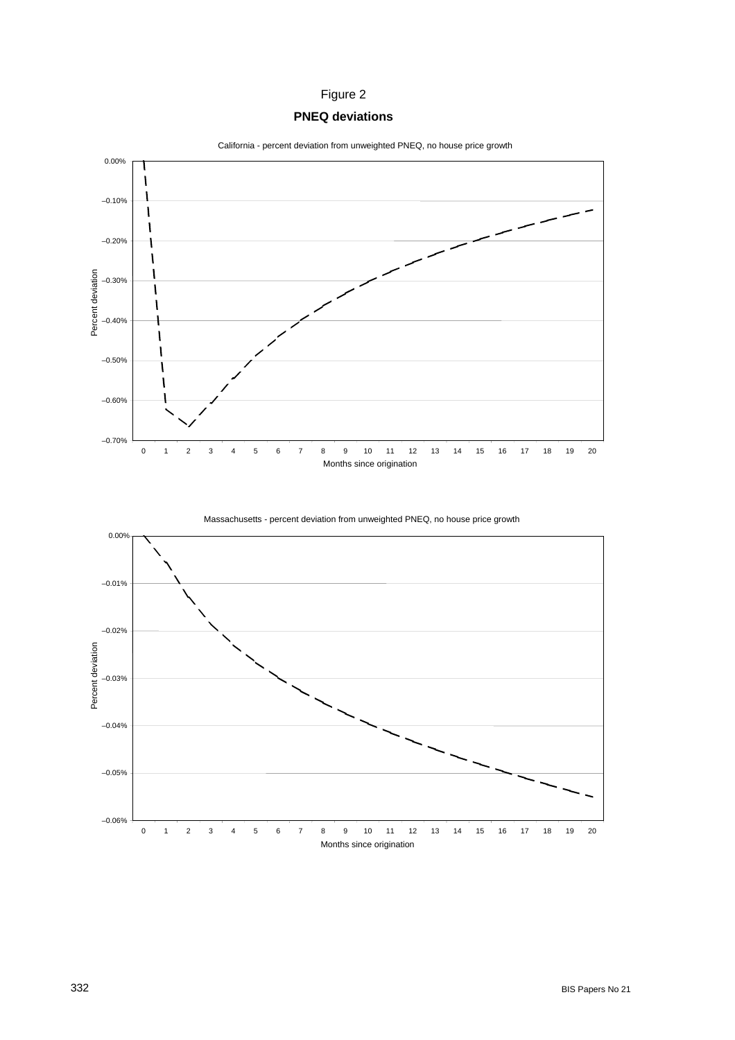Figure 2

**PNEQ deviations**

California - percent deviation from unweighted PNEQ, no house price growth

Massachusetts - percent deviation from unweighted PNEQ, no house price growth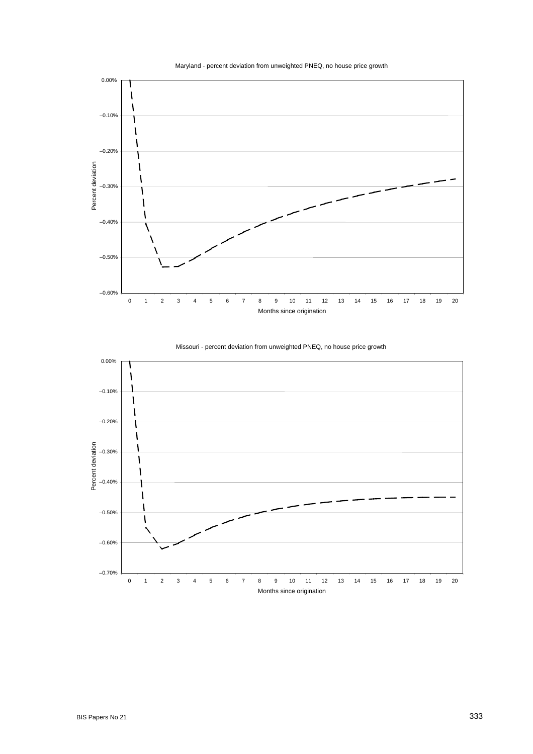Maryland - percent deviation from unweighted PNEQ, no house price growth

Missouri - percent deviation from unweighted PNEQ, no house price growth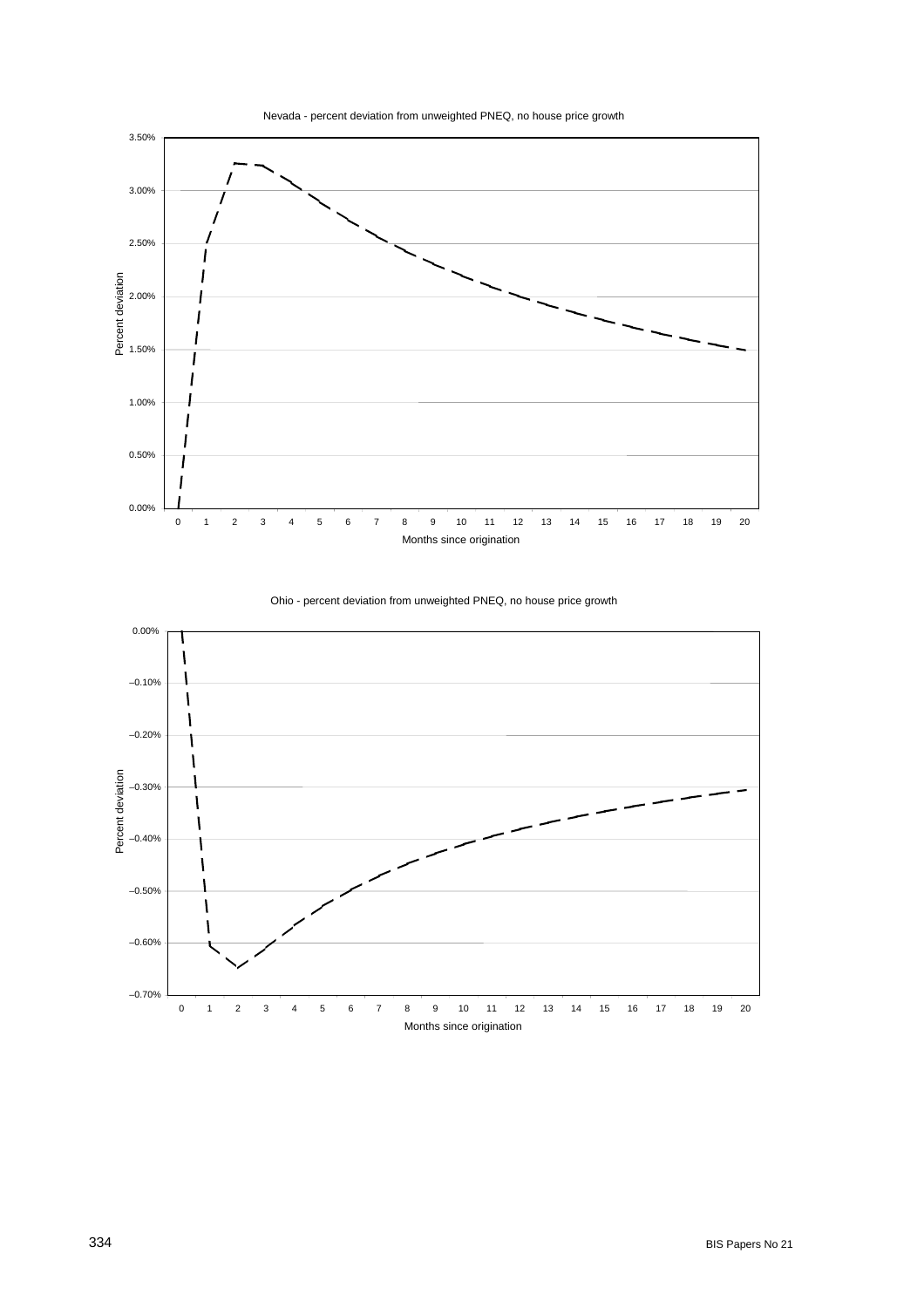Nevada - percent deviation from unweighted PNEQ, no house price growth

Ohio - percent deviation from unweighted PNEQ, no house price growth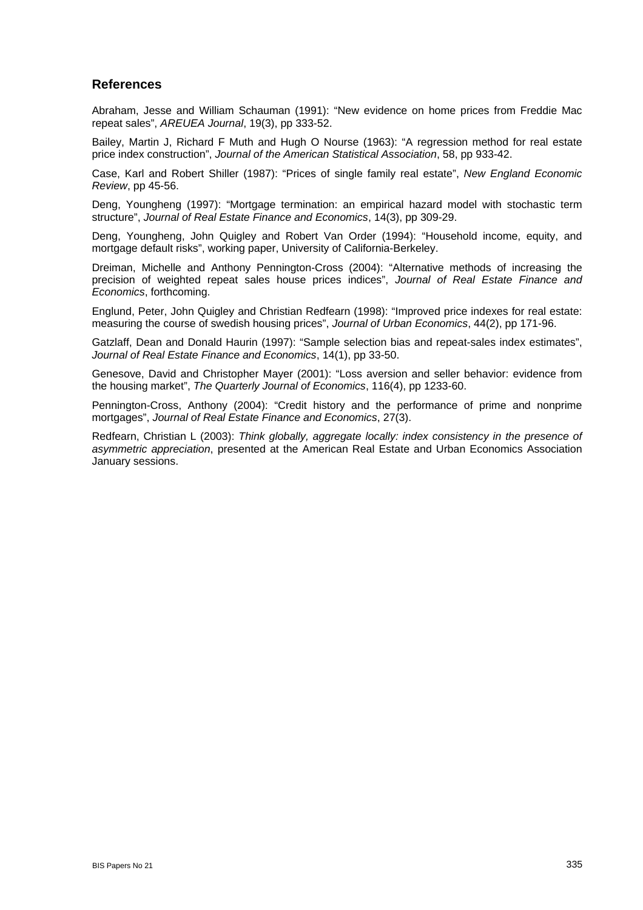## References

Abraham, Jesse and William Schauman (1991): "New evidence on home prices from Freddie Mac repeat sales", *AREUEA Journal*, 19(3), pp 333-52.

Bailey, Martin J, Richard F Muth and Hugh O Nourse (1963): "A regression method for real estate price index construction", *Journal of the American Statistical Association*, 58, pp 933-42.

Case, Karl and Robert Shiller (1987): "Prices of single family real estate", *New England Economic Review*, pp 45-56.

Deng, Youngheng (1997): "Mortgage termination: an empirical hazard model with stochastic term structure", *Journal of Real Estate Finance and Economics*, 14(3), pp 309-29.

Deng, Youngheng, John Quigley and Robert Van Order (1994): "Household income, equity, and mortgage default risks", working paper, University of California-Berkeley.

Dreiman, Michelle and Anthony Pennington-Cross (2004): "Alternative methods of increasing the precision of weighted repeat sales house prices indices", *Journal of Real Estate Finance and Economics*, forthcoming.

Englund, Peter, John Quigley and Christian Redfearn (1998): "Improved price indexes for real estate: measuring the course of swedish housing prices", *Journal of Urban Economics*, 44(2), pp 171-96.

Gatzlaff, Dean and Donald Haurin (1997): "Sample selection bias and repeat-sales index estimates", *Journal of Real Estate Finance and Economics*, 14(1), pp 33-50.

Genesove, David and Christopher Mayer (2001): "Loss aversion and seller behavior: evidence from the housing market", *The Quarterly Journal of Economics*, 116(4), pp 1233-60.

Pennington-Cross, Anthony (2004): "Credit history and the performance of prime and nonprime mortgages", *Journal of Real Estate Finance and Economics*, 27(3).

Redfearn, Christian L (2003): *Think globally, aggregate locally: index consistency in the presence of asymmetric appreciation*, presented at the American Real Estate and Urban Economics Association January sessions.